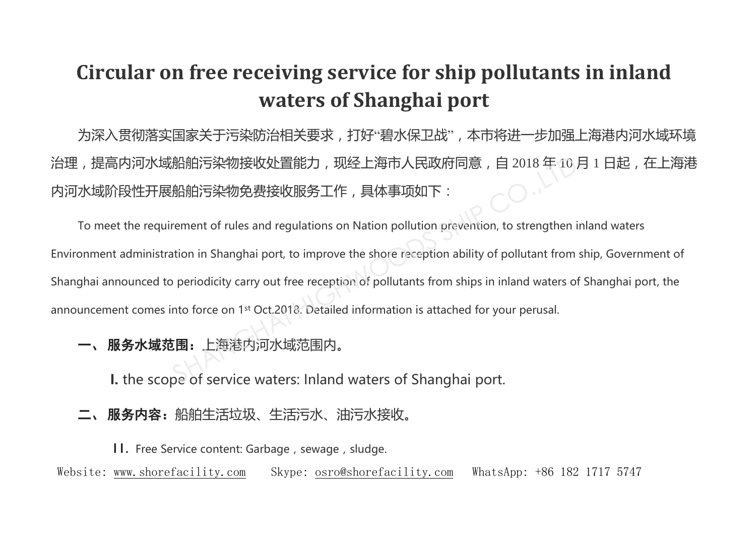# Circular on free receiving service for ship pollutants in inland waters of Shanghai port

为深入贯彻落实国家关于污染防治相关要求，打好"碧水保卫战"，本市将进一步加强上海港内河水域环境治理，提高内河水域船舶污染物接收处置能力，现经上海市人民政府同意，自 2018 年 10 月 1 日起，在上海港内河水域阶段性开展船舶污染物免费接收服务工作，具体事项如下：

To meet the requirement of rules and regulations on Nation pollution prevention, to strengthen inland waters Environment administration in Shanghai port, to improve the shore reception ability of pollutant from ship, Government of Shanghai announced to periodicity carry out free reception of pollutants from ships in inland waters of Shanghai port, the announcement comes into force on 1st Oct.2018. Detailed information is attached for your perusal.

**一、 服务水域范围：**上海港内河水域范围内。

**I.** the scope of service waters: Inland waters of Shanghai port.

**二、 服务内容：**船舶生活垃圾、生活污水、油污水接收。

II. Free Service content: Garbage，sewage，sludge.

Website: www.shorefacility.com Skype: osro@shorefacility.com WhatsApp: +86 182 1717 5747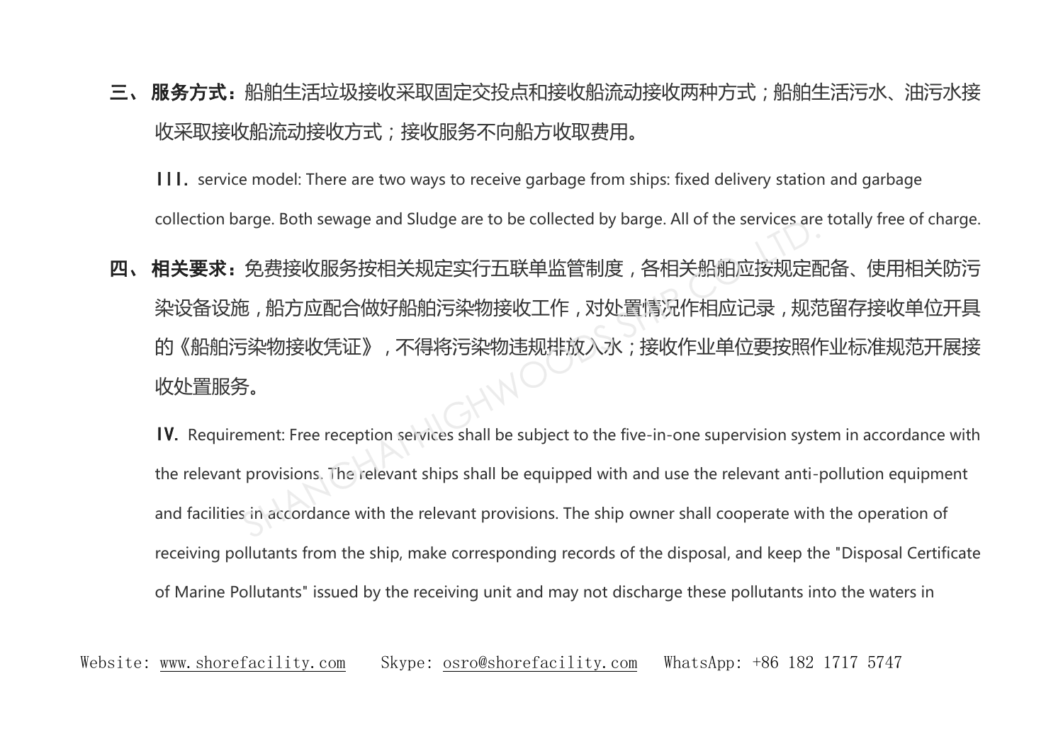**三、 服务方式：**船舶生活垃圾接收采取固定交投点和接收船流动接收两种方式；船舶生活污水、油污水接收采取接收船流动接收方式；接收服务不向船方收取费用。

**III.** service model: There are two ways to receive garbage from ships: fixed delivery station and garbage collection barge. Both sewage and Sludge are to be collected by barge. All of the services are totally free of charge.

**四、 相关要求：**免费接收服务按相关规定实行五联单监管制度，各相关船舶应按规定配备、使用相关防污染设备设施，船方应配合做好船舶污染物接收工作，对处置情况作相应记录，规范留存接收单位开具的《船舶污染物接收凭证》，不得将污染物违规排放入水；接收作业单位要按照作业标准规范开展接收处置服务。

**IV.** Requirement: Free reception services shall be subject to the five-in-one supervision system in accordance with the relevant provisions. The relevant ships shall be equipped with and use the relevant anti-pollution equipment and facilities in accordance with the relevant provisions. The ship owner shall cooperate with the operation of receiving pollutants from the ship, make corresponding records of the disposal, and keep the "Disposal Certificate of Marine Pollutants" issued by the receiving unit and may not discharge these pollutants into the waters in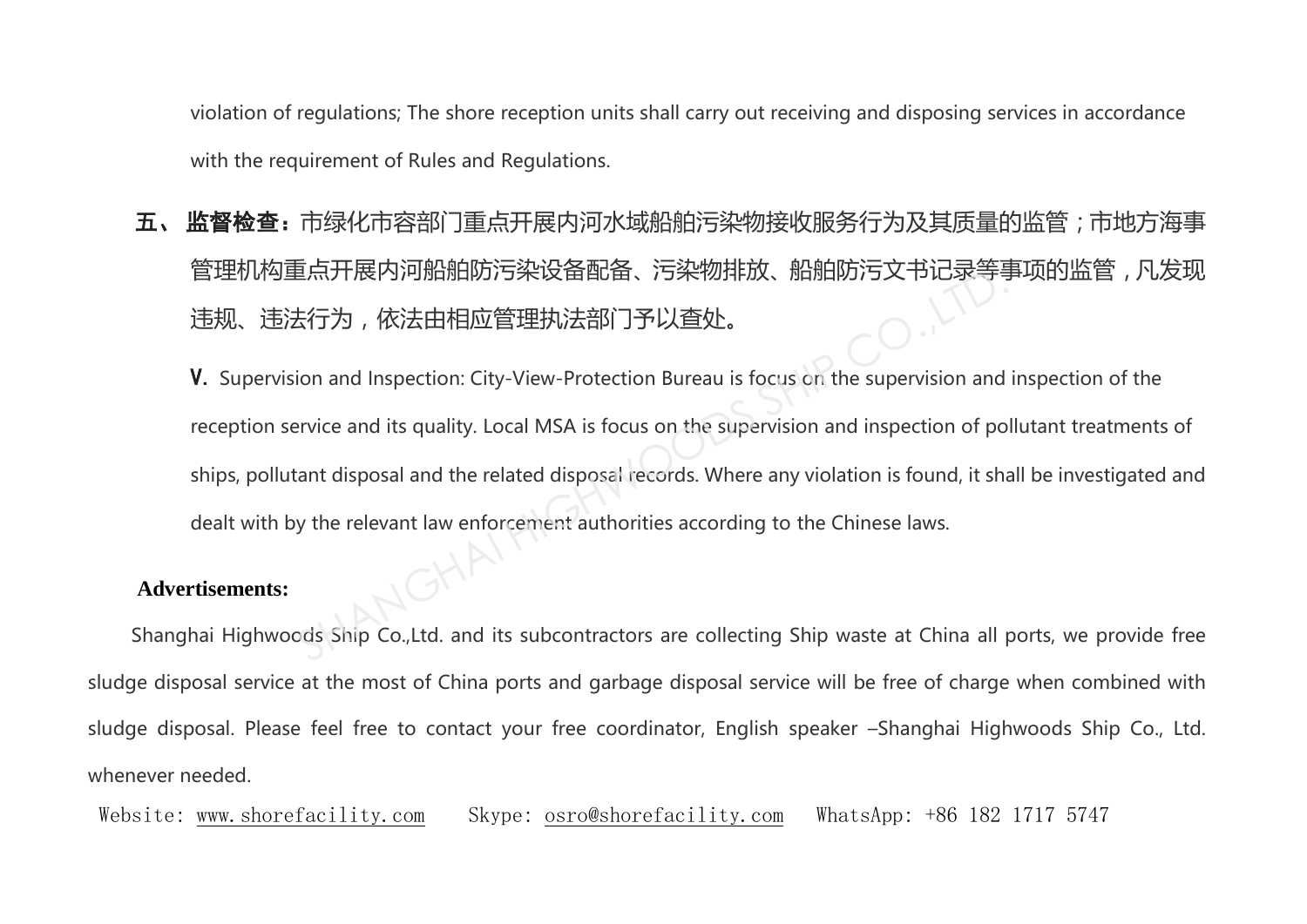violation of regulations; The shore reception units shall carry out receiving and disposing services in accordance with the requirement of Rules and Regulations.

**五、 监督检查：**市绿化市容部门重点开展内河水域船舶污染物接收服务行为及其质量的监管；市地方海事管理机构重点开展内河船舶防污染设备配备、污染物排放、船舶防污文书记录等事项的监管，凡发现违规、违法行为，依法由相应管理执法部门予以查处。

**V.** Supervision and Inspection: City-View-Protection Bureau is focus on the supervision and inspection of the reception service and its quality. Local MSA is focus on the supervision and inspection of pollutant treatments of ships, pollutant disposal and the related disposal records. Where any violation is found, it shall be investigated and dealt with by the relevant law enforcement authorities according to the Chinese laws.

**Advertisements:**

Shanghai Highwoods Ship Co.,Ltd. and its subcontractors are collecting Ship waste at China all ports, we provide free sludge disposal service at the most of China ports and garbage disposal service will be free of charge when combined with sludge disposal. Please feel free to contact your free coordinator, English speaker –Shanghai Highwoods Ship Co., Ltd. whenever needed.

Website: www.shorefacility.com Skype: osro@shorefacility.com WhatsApp: +86 182 1717 5747